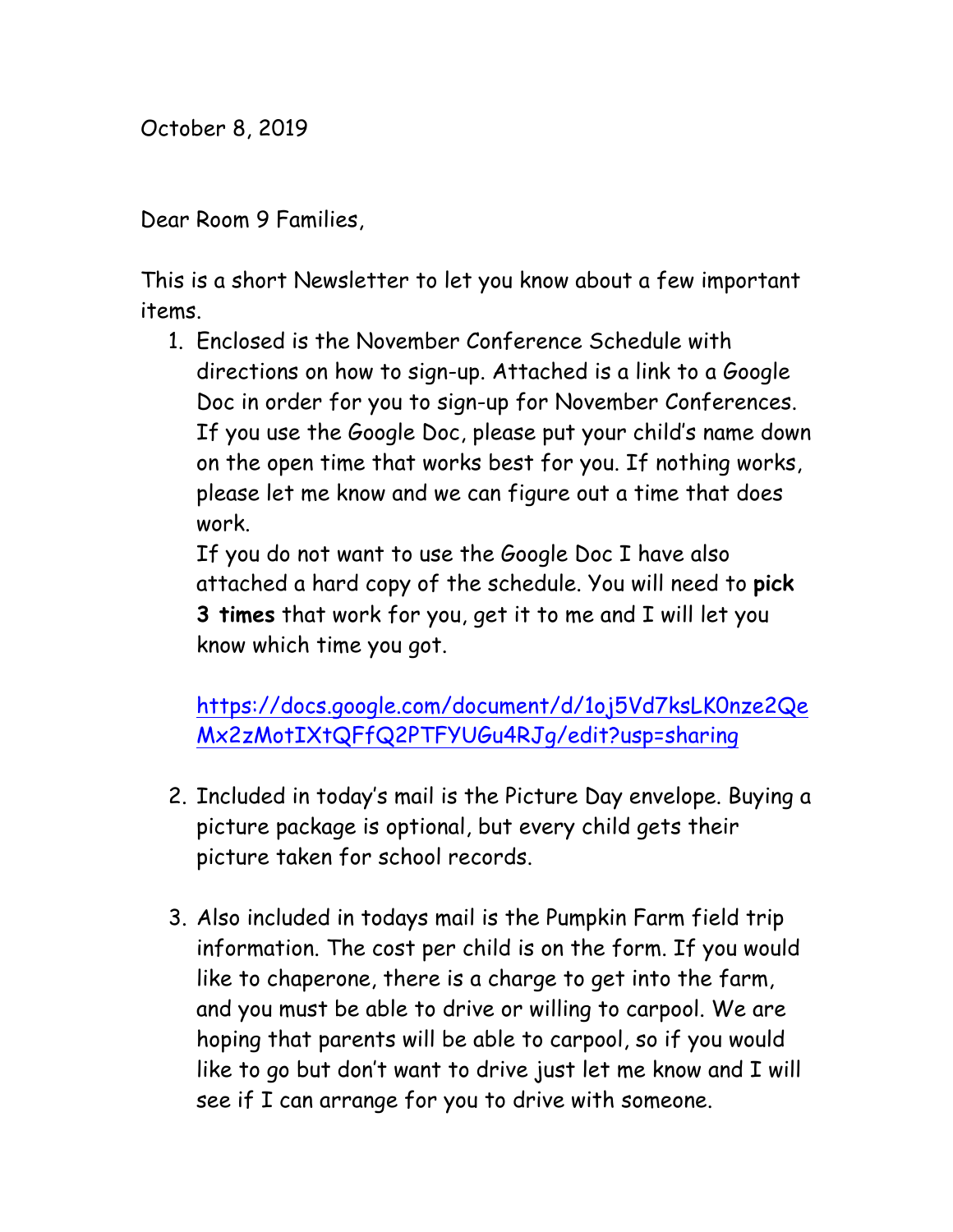October 8, 2019

Dear Room 9 Families,

This is a short Newsletter to let you know about a few important items.

1. Enclosed is the November Conference Schedule with directions on how to sign-up. Attached is a link to a Google Doc in order for you to sign-up for November Conferences. If you use the Google Doc, please put your child's name down on the open time that works best for you. If nothing works, please let me know and we can figure out a time that does work.
   If you do not want to use the Google Doc I have also attached a hard copy of the schedule. You will need to **pick 3 times** that work for you, get it to me and I will let you know which time you got.

   https://docs.google.com/document/d/1oj5Vd7ksLK0nze2QeMx2zMotIXtQFfQ2PTFYUGu4RJg/edit?usp=sharing

2. Included in today's mail is the Picture Day envelope. Buying a picture package is optional, but every child gets their picture taken for school records.

3. Also included in todays mail is the Pumpkin Farm field trip information. The cost per child is on the form. If you would like to chaperone, there is a charge to get into the farm, and you must be able to drive or willing to carpool. We are hoping that parents will be able to carpool, so if you would like to go but don't want to drive just let me know and I will see if I can arrange for you to drive with someone.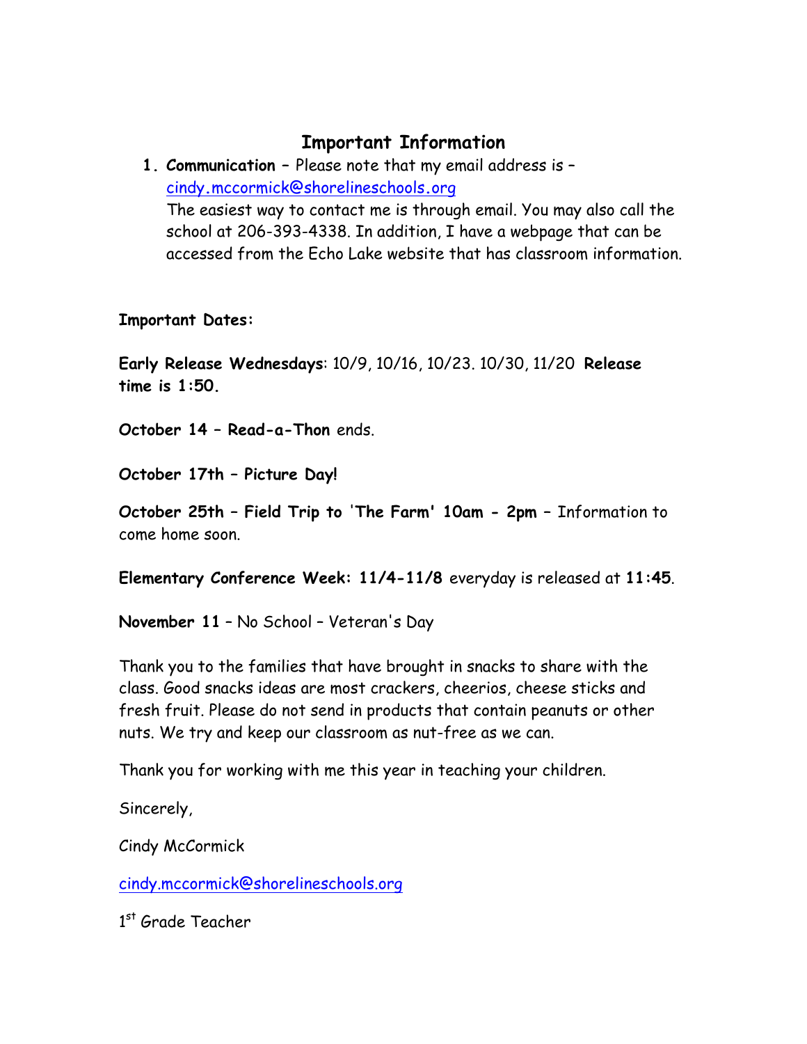## Important Information

1. **Communication** – Please note that my email address is – cindy.mccormick@shorelineschools.org
   The easiest way to contact me is through email. You may also call the school at 206-393-4338. In addition, I have a webpage that can be accessed from the Echo Lake website that has classroom information.

**Important Dates:**

**Early Release Wednesdays**: 10/9, 10/16, 10/23. 10/30, 11/20 **Release time is 1:50.**

**October 14 – Read-a-Thon** ends.

**October 17th – Picture Day!**

**October 25th – Field Trip to 'The Farm' 10am - 2pm** – Information to come home soon.

**Elementary Conference Week: 11/4-11/8** everyday is released at **11:45**.

**November 11** – No School – Veteran's Day

Thank you to the families that have brought in snacks to share with the class. Good snacks ideas are most crackers, cheerios, cheese sticks and fresh fruit. Please do not send in products that contain peanuts or other nuts. We try and keep our classroom as nut-free as we can.

Thank you for working with me this year in teaching your children.

Sincerely,

Cindy McCormick

cindy.mccormick@shorelineschools.org

1st Grade Teacher